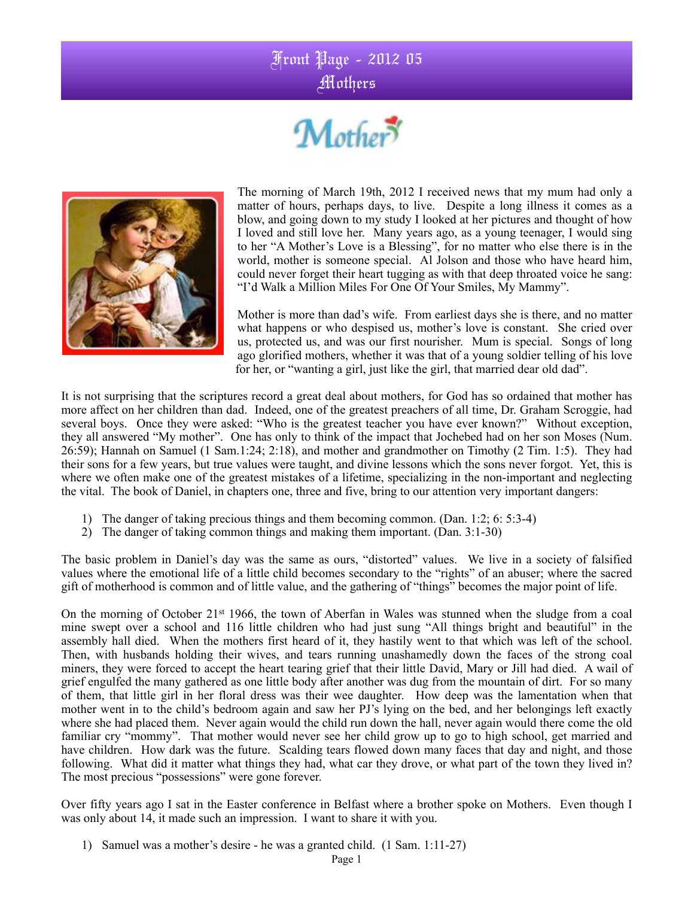# Front Page - 2012 05
# Mothers

Mother

The morning of March 19th, 2012 I received news that my mum had only a matter of hours, perhaps days, to live. Despite a long illness it comes as a blow, and going down to my study I looked at her pictures and thought of how I loved and still love her. Many years ago, as a young teenager, I would sing to her "A Mother's Love is a Blessing", for no matter who else there is in the world, mother is someone special. Al Jolson and those who have heard him, could never forget their heart tugging as with that deep throated voice he sang: "I'd Walk a Million Miles For One Of Your Smiles, My Mammy".

Mother is more than dad's wife. From earliest days she is there, and no matter what happens or who despised us, mother's love is constant. She cried over us, protected us, and was our first nourisher. Mum is special. Songs of long ago glorified mothers, whether it was that of a young soldier telling of his love for her, or "wanting a girl, just like the girl, that married dear old dad".

It is not surprising that the scriptures record a great deal about mothers, for God has so ordained that mother has more affect on her children than dad. Indeed, one of the greatest preachers of all time, Dr. Graham Scroggie, had several boys. Once they were asked: "Who is the greatest teacher you have ever known?" Without exception, they all answered "My mother". One has only to think of the impact that Jochebed had on her son Moses (Num. 26:59); Hannah on Samuel (1 Sam.1:24; 2:18), and mother and grandmother on Timothy (2 Tim. 1:5). They had their sons for a few years, but true values were taught, and divine lessons which the sons never forgot. Yet, this is where we often make one of the greatest mistakes of a lifetime, specializing in the non-important and neglecting the vital. The book of Daniel, in chapters one, three and five, bring to our attention very important dangers:

1) The danger of taking precious things and them becoming common. (Dan. 1:2; 6: 5:3-4)
2) The danger of taking common things and making them important. (Dan. 3:1-30)

The basic problem in Daniel's day was the same as ours, "distorted" values. We live in a society of falsified values where the emotional life of a little child becomes secondary to the "rights" of an abuser; where the sacred gift of motherhood is common and of little value, and the gathering of "things" becomes the major point of life.

On the morning of October 21st 1966, the town of Aberfan in Wales was stunned when the sludge from a coal mine swept over a school and 116 little children who had just sung "All things bright and beautiful" in the assembly hall died. When the mothers first heard of it, they hastily went to that which was left of the school. Then, with husbands holding their wives, and tears running unashamedly down the faces of the strong coal miners, they were forced to accept the heart tearing grief that their little David, Mary or Jill had died. A wail of grief engulfed the many gathered as one little body after another was dug from the mountain of dirt. For so many of them, that little girl in her floral dress was their wee daughter. How deep was the lamentation when that mother went in to the child's bedroom again and saw her PJ's lying on the bed, and her belongings left exactly where she had placed them. Never again would the child run down the hall, never again would there come the old familiar cry "mommy". That mother would never see her child grow up to go to high school, get married and have children. How dark was the future. Scalding tears flowed down many faces that day and night, and those following. What did it matter what things they had, what car they drove, or what part of the town they lived in? The most precious "possessions" were gone forever.

Over fifty years ago I sat in the Easter conference in Belfast where a brother spoke on Mothers. Even though I was only about 14, it made such an impression. I want to share it with you.

1) Samuel was a mother's desire - he was a granted child. (1 Sam. 1:11-27)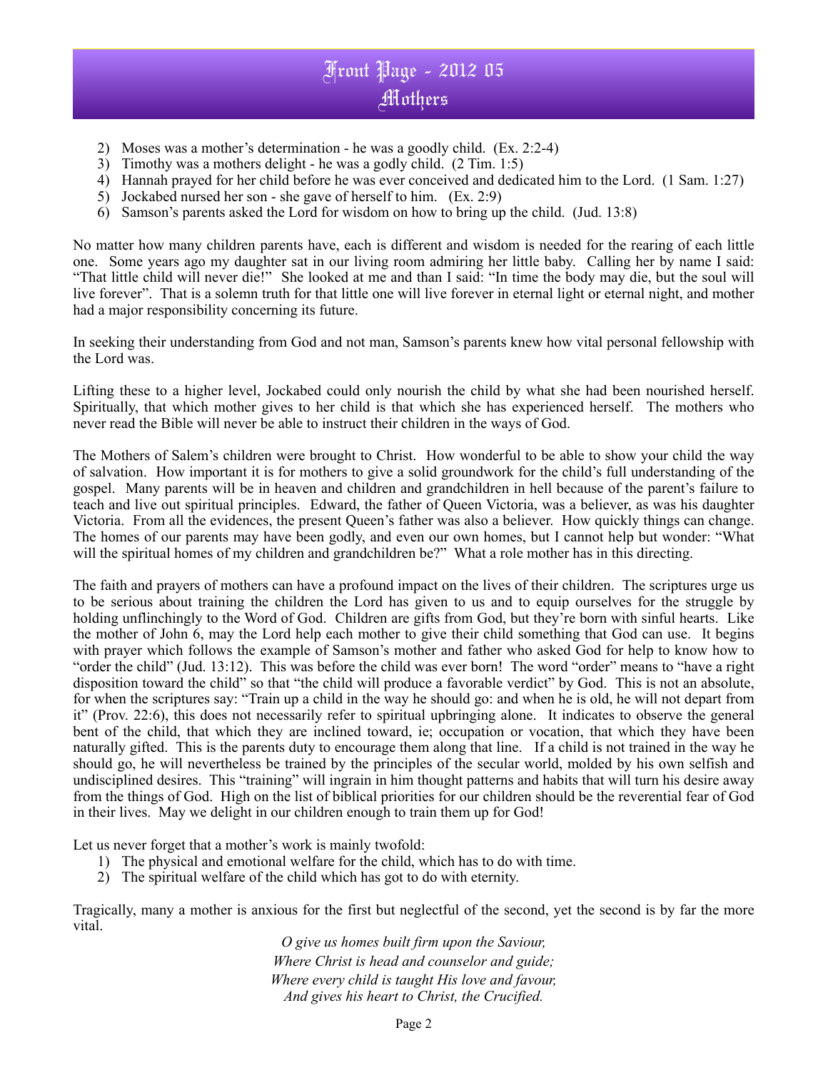2) Moses was a mother's determination - he was a goodly child. (Ex. 2:2-4)
3) Timothy was a mothers delight - he was a godly child. (2 Tim. 1:5)
4) Hannah prayed for her child before he was ever conceived and dedicated him to the Lord. (1 Sam. 1:27)
5) Jockabed nursed her son - she gave of herself to him. (Ex. 2:9)
6) Samson's parents asked the Lord for wisdom on how to bring up the child. (Jud. 13:8)

No matter how many children parents have, each is different and wisdom is needed for the rearing of each little one. Some years ago my daughter sat in our living room admiring her little baby. Calling her by name I said: "That little child will never die!" She looked at me and than I said: "In time the body may die, but the soul will live forever". That is a solemn truth for that little one will live forever in eternal light or eternal night, and mother had a major responsibility concerning its future.

In seeking their understanding from God and not man, Samson's parents knew how vital personal fellowship with the Lord was.

Lifting these to a higher level, Jockabed could only nourish the child by what she had been nourished herself. Spiritually, that which mother gives to her child is that which she has experienced herself. The mothers who never read the Bible will never be able to instruct their children in the ways of God.

The Mothers of Salem's children were brought to Christ. How wonderful to be able to show your child the way of salvation. How important it is for mothers to give a solid groundwork for the child's full understanding of the gospel. Many parents will be in heaven and children and grandchildren in hell because of the parent's failure to teach and live out spiritual principles. Edward, the father of Queen Victoria, was a believer, as was his daughter Victoria. From all the evidences, the present Queen's father was also a believer. How quickly things can change. The homes of our parents may have been godly, and even our own homes, but I cannot help but wonder: "What will the spiritual homes of my children and grandchildren be?" What a role mother has in this directing.

The faith and prayers of mothers can have a profound impact on the lives of their children. The scriptures urge us to be serious about training the children the Lord has given to us and to equip ourselves for the struggle by holding unflinchingly to the Word of God. Children are gifts from God, but they're born with sinful hearts. Like the mother of John 6, may the Lord help each mother to give their child something that God can use. It begins with prayer which follows the example of Samson's mother and father who asked God for help to know how to "order the child" (Jud. 13:12). This was before the child was ever born! The word "order" means to "have a right disposition toward the child" so that "the child will produce a favorable verdict" by God. This is not an absolute, for when the scriptures say: "Train up a child in the way he should go: and when he is old, he will not depart from it" (Prov. 22:6), this does not necessarily refer to spiritual upbringing alone. It indicates to observe the general bent of the child, that which they are inclined toward, ie; occupation or vocation, that which they have been naturally gifted. This is the parents duty to encourage them along that line. If a child is not trained in the way he should go, he will nevertheless be trained by the principles of the secular world, molded by his own selfish and undisciplined desires. This "training" will ingrain in him thought patterns and habits that will turn his desire away from the things of God. High on the list of biblical priorities for our children should be the reverential fear of God in their lives. May we delight in our children enough to train them up for God!

Let us never forget that a mother's work is mainly twofold:

1) The physical and emotional welfare for the child, which has to do with time.
2) The spiritual welfare of the child which has got to do with eternity.

Tragically, many a mother is anxious for the first but neglectful of the second, yet the second is by far the more vital.

*O give us homes built firm upon the Saviour,*
*Where Christ is head and counselor and guide;*
*Where every child is taught His love and favour,*
*And gives his heart to Christ, the Crucified.*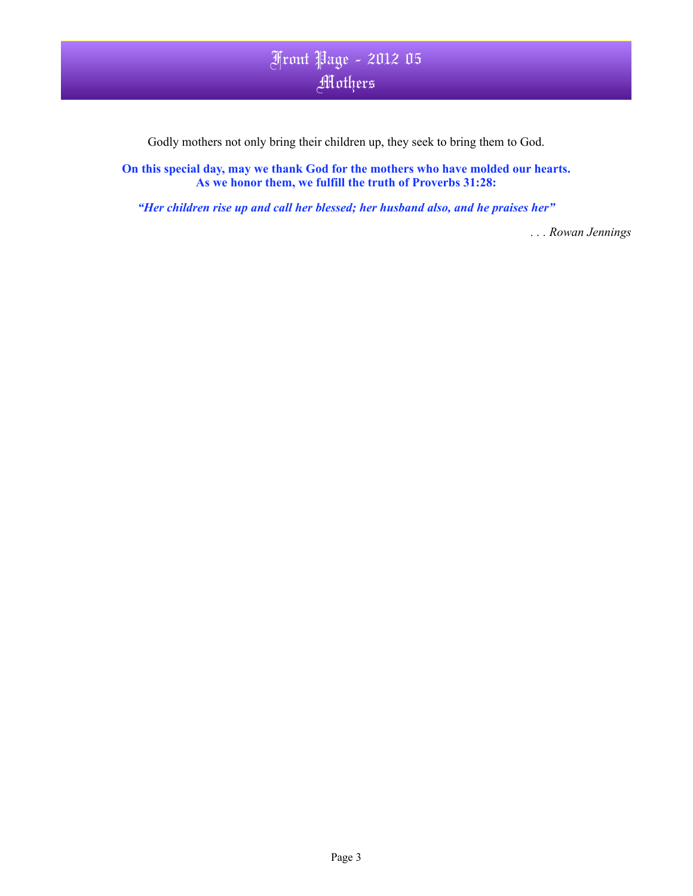# Front Page - 2012 05
# Mothers

Godly mothers not only bring their children up, they seek to bring them to God.

**On this special day, may we thank God for the mothers who have molded our hearts.**
**As we honor them, we fulfill the truth of Proverbs 31:28:**

***"Her children rise up and call her blessed; her husband also, and he praises her"***

*. . . Rowan Jennings*